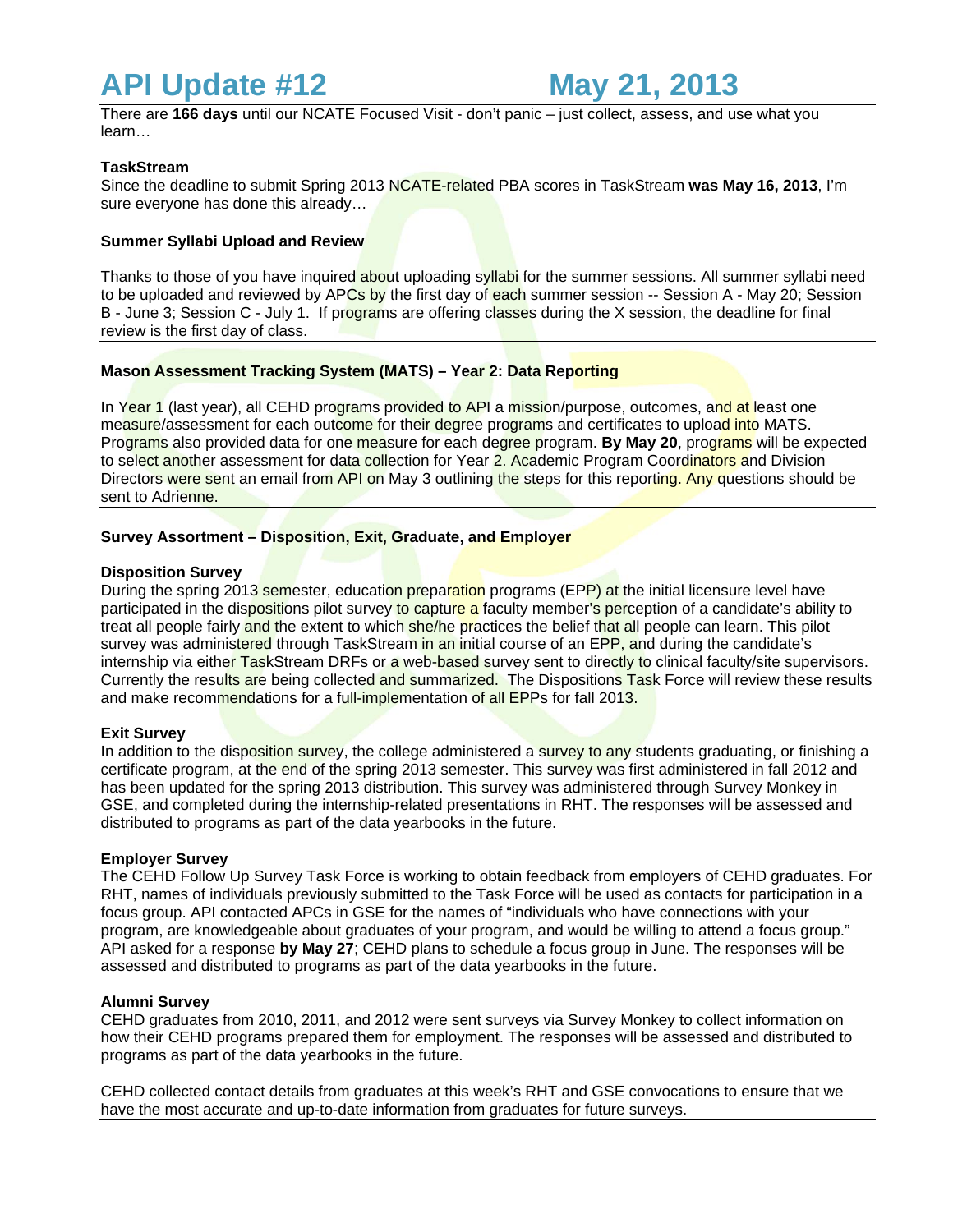# API Update #12 May 21, 2013

There are **166 days** until our NCATE Focused Visit - don't panic – just collect, assess, and use what you learn…

**TaskStream**

Since the deadline to submit Spring 2013 NCATE-related PBA scores in TaskStream **was May 16, 2013**, I'm sure everyone has done this already…

**Summer Syllabi Upload and Review**

Thanks to those of you have inquired about uploading syllabi for the summer sessions. All summer syllabi need to be uploaded and reviewed by APCs by the first day of each summer session -- Session A - May 20; Session B - June 3; Session C - July 1. If programs are offering classes during the X session, the deadline for final review is the first day of class.

**Mason Assessment Tracking System (MATS) – Year 2: Data Reporting**

In Year 1 (last year), all CEHD programs provided to API a mission/purpose, outcomes, and at least one measure/assessment for each outcome for their degree programs and certificates to upload into MATS. Programs also provided data for one measure for each degree program. **By May 20**, programs will be expected to select another assessment for data collection for Year 2. Academic Program Coordinators and Division Directors were sent an email from API on May 3 outlining the steps for this reporting. Any questions should be sent to Adrienne.

**Survey Assortment – Disposition, Exit, Graduate, and Employer**

**Disposition Survey**

During the spring 2013 semester, education preparation programs (EPP) at the initial licensure level have participated in the dispositions pilot survey to capture a faculty member's perception of a candidate's ability to treat all people fairly and the extent to which she/he practices the belief that all people can learn. This pilot survey was administered through TaskStream in an initial course of an EPP, and during the candidate's internship via either TaskStream DRFs or a web-based survey sent to directly to clinical faculty/site supervisors. Currently the results are being collected and summarized. The Dispositions Task Force will review these results and make recommendations for a full-implementation of all EPPs for fall 2013.

**Exit Survey**

In addition to the disposition survey, the college administered a survey to any students graduating, or finishing a certificate program, at the end of the spring 2013 semester. This survey was first administered in fall 2012 and has been updated for the spring 2013 distribution. This survey was administered through Survey Monkey in GSE, and completed during the internship-related presentations in RHT. The responses will be assessed and distributed to programs as part of the data yearbooks in the future.

**Employer Survey**

The CEHD Follow Up Survey Task Force is working to obtain feedback from employers of CEHD graduates. For RHT, names of individuals previously submitted to the Task Force will be used as contacts for participation in a focus group. API contacted APCs in GSE for the names of "individuals who have connections with your program, are knowledgeable about graduates of your program, and would be willing to attend a focus group." API asked for a response **by May 27**; CEHD plans to schedule a focus group in June. The responses will be assessed and distributed to programs as part of the data yearbooks in the future.

**Alumni Survey**

CEHD graduates from 2010, 2011, and 2012 were sent surveys via Survey Monkey to collect information on how their CEHD programs prepared them for employment. The responses will be assessed and distributed to programs as part of the data yearbooks in the future.

CEHD collected contact details from graduates at this week's RHT and GSE convocations to ensure that we have the most accurate and up-to-date information from graduates for future surveys.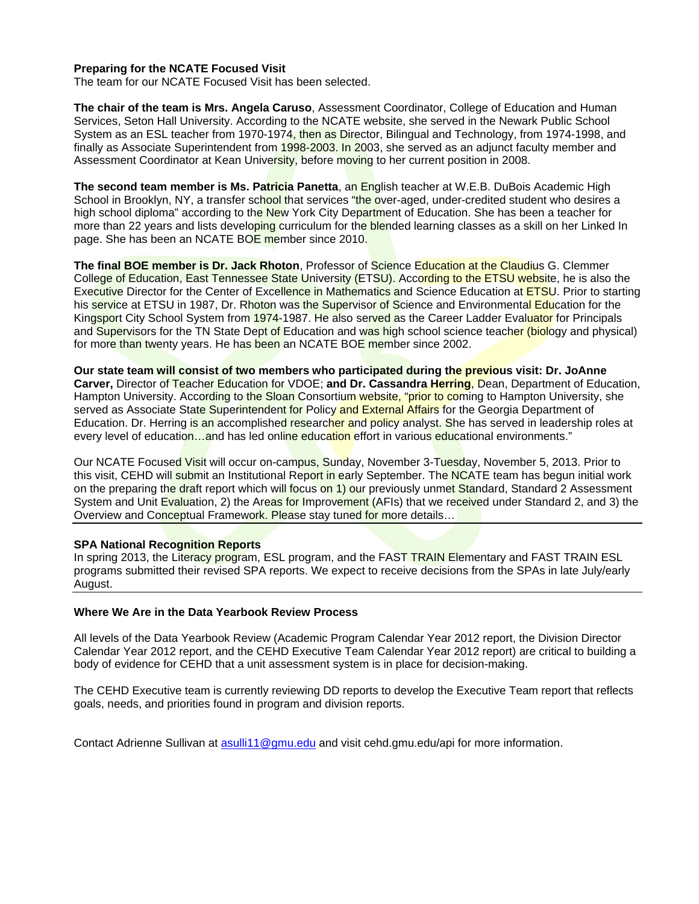### Preparing for the NCATE Focused Visit

The team for our NCATE Focused Visit has been selected.

**The chair of the team is Mrs. Angela Caruso**, Assessment Coordinator, College of Education and Human Services, Seton Hall University. According to the NCATE website, she served in the Newark Public School System as an ESL teacher from 1970-1974, then as Director, Bilingual and Technology, from 1974-1998, and finally as Associate Superintendent from 1998-2003. In 2003, she served as an adjunct faculty member and Assessment Coordinator at Kean University, before moving to her current position in 2008.

**The second team member is Ms. Patricia Panetta**, an English teacher at W.E.B. DuBois Academic High School in Brooklyn, NY, a transfer school that services "the over-aged, under-credited student who desires a high school diploma" according to the New York City Department of Education. She has been a teacher for more than 22 years and lists developing curriculum for the blended learning classes as a skill on her Linked In page. She has been an NCATE BOE member since 2010.

**The final BOE member is Dr. Jack Rhoton**, Professor of Science Education at the Claudius G. Clemmer College of Education, East Tennessee State University (ETSU). According to the ETSU website, he is also the Executive Director for the Center of Excellence in Mathematics and Science Education at ETSU. Prior to starting his service at ETSU in 1987, Dr. Rhoton was the Supervisor of Science and Environmental Education for the Kingsport City School System from 1974-1987. He also served as the Career Ladder Evaluator for Principals and Supervisors for the TN State Dept of Education and was high school science teacher (biology and physical) for more than twenty years. He has been an NCATE BOE member since 2002.

**Our state team will consist of two members who participated during the previous visit: Dr. JoAnne Carver,** Director of Teacher Education for VDOE; **and Dr. Cassandra Herring**, Dean, Department of Education, Hampton University. According to the Sloan Consortium website, "prior to coming to Hampton University, she served as Associate State Superintendent for Policy and External Affairs for the Georgia Department of Education. Dr. Herring is an accomplished researcher and policy analyst. She has served in leadership roles at every level of education…and has led online education effort in various educational environments."

Our NCATE Focused Visit will occur on-campus, Sunday, November 3-Tuesday, November 5, 2013. Prior to this visit, CEHD will submit an Institutional Report in early September. The NCATE team has begun initial work on the preparing the draft report which will focus on 1) our previously unmet Standard, Standard 2 Assessment System and Unit Evaluation, 2) the Areas for Improvement (AFIs) that we received under Standard 2, and 3) the Overview and Conceptual Framework. Please stay tuned for more details…

---

### SPA National Recognition Reports

In spring 2013, the Literacy program, ESL program, and the FAST TRAIN Elementary and FAST TRAIN ESL programs submitted their revised SPA reports. We expect to receive decisions from the SPAs in late July/early August.

---

### Where We Are in the Data Yearbook Review Process

All levels of the Data Yearbook Review (Academic Program Calendar Year 2012 report, the Division Director Calendar Year 2012 report, and the CEHD Executive Team Calendar Year 2012 report) are critical to building a body of evidence for CEHD that a unit assessment system is in place for decision-making.

The CEHD Executive team is currently reviewing DD reports to develop the Executive Team report that reflects goals, needs, and priorities found in program and division reports.

Contact Adrienne Sullivan at asulli11@gmu.edu and visit cehd.gmu.edu/api for more information.